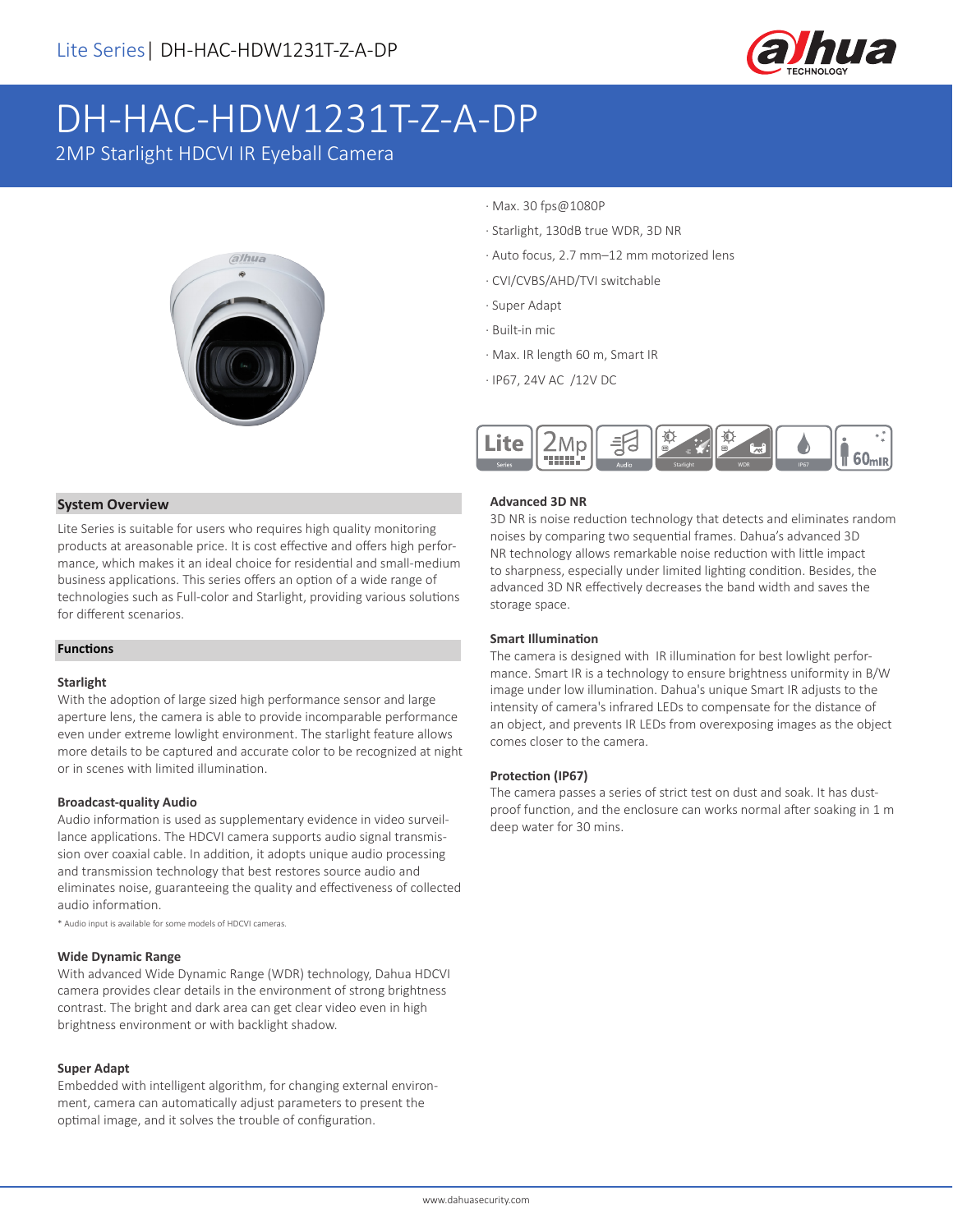# DH-HAC-HDW1231T-Z-A-DP

2MP Starlight HDCVI IR Eyeball Camera

- Max. 30 fps@1080P
- Starlight, 130dB true WDR, 3D NR
- Auto focus, 2.7 mm–12 mm motorized lens
- CVI/CVBS/AHD/TVI switchable
- Super Adapt
- Built-in mic
- Max. IR length 60 m, Smart IR
- IP67, 24V AC /12V DC

## System Overview

Lite Series is suitable for users who requires high quality monitoring products at areasonable price. It is cost effective and offers high performance, which makes it an ideal choice for residential and small-medium business applications. This series offers an option of a wide range of technologies such as Full-color and Starlight, providing various solutions for different scenarios.

## Functions

### Starlight

With the adoption of large sized high performance sensor and large aperture lens, the camera is able to provide incomparable performance even under extreme lowlight environment. The starlight feature allows more details to be captured and accurate color to be recognized at night or in scenes with limited illumination.

### Broadcast-quality Audio

Audio information is used as supplementary evidence in video surveillance applications. The HDCVI camera supports audio signal transmission over coaxial cable. In addition, it adopts unique audio processing and transmission technology that best restores source audio and eliminates noise, guaranteeing the quality and effectiveness of collected audio information.

* Audio input is available for some models of HDCVI cameras.

### Wide Dynamic Range

With advanced Wide Dynamic Range (WDR) technology, Dahua HDCVI camera provides clear details in the environment of strong brightness contrast. The bright and dark area can get clear video even in high brightness environment or with backlight shadow.

### Super Adapt

Embedded with intelligent algorithm, for changing external environment, camera can automatically adjust parameters to present the optimal image, and it solves the trouble of configuration.

### Advanced 3D NR

3D NR is noise reduction technology that detects and eliminates random noises by comparing two sequential frames. Dahua's advanced 3D NR technology allows remarkable noise reduction with little impact to sharpness, especially under limited lighting condition. Besides, the advanced 3D NR effectively decreases the band width and saves the storage space.

### Smart Illumination

The camera is designed with IR illumination for best lowlight performance. Smart IR is a technology to ensure brightness uniformity in B/W image under low illumination. Dahua's unique Smart IR adjusts to the intensity of camera's infrared LEDs to compensate for the distance of an object, and prevents IR LEDs from overexposing images as the object comes closer to the camera.

### Protection (IP67)

The camera passes a series of strict test on dust and soak. It has dust-proof function, and the enclosure can works normal after soaking in 1 m deep water for 30 mins.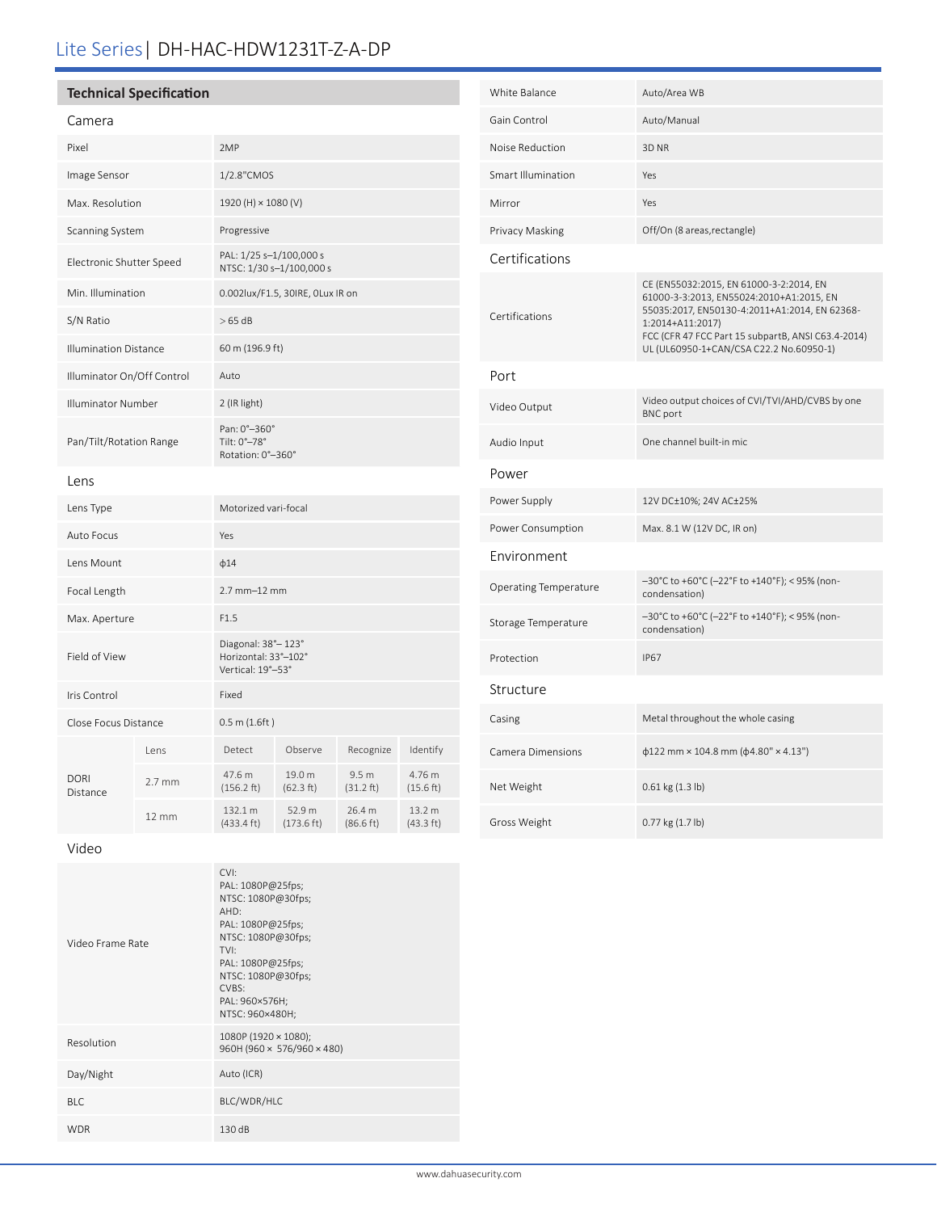# Lite Series | DH-HAC-HDW1231T-Z-A-DP

## Technical Specification

### Camera

| | |
|---|---|
| Pixel | 2MP |
| Image Sensor | 1/2.8"CMOS |
| Max. Resolution | 1920 (H) × 1080 (V) |
| Scanning System | Progressive |
| Electronic Shutter Speed | PAL: 1/25 s–1/100,000 s<br>NTSC: 1/30 s–1/100,000 s |
| Min. Illumination | 0.002lux/F1.5, 30IRE, 0Lux IR on |
| S/N Ratio | > 65 dB |
| Illumination Distance | 60 m (196.9 ft) |
| Illuminator On/Off Control | Auto |
| Illuminator Number | 2 (IR light) |
| Pan/Tilt/Rotation Range | Pan: 0°–360°<br>Tilt: 0°–78°<br>Rotation: 0°–360° |

### Lens

| | | | | | |
|---|---|---|---|---|---|
| Lens Type | Motorized vari-focal | | | | |
| Auto Focus | Yes | | | | |
| Lens Mount | ϕ14 | | | | |
| Focal Length | 2.7 mm–12 mm | | | | |
| Max. Aperture | F1.5 | | | | |
| Field of View | Diagonal: 38°– 123°<br>Horizontal: 33°–102°<br>Vertical: 19°–53° | | | | |
| Iris Control | Fixed | | | | |
| Close Focus Distance | 0.5 m (1.6ft ) | | | | |
| DORI Distance | Lens | Detect | Observe | Recognize | Identify |
| | 2.7 mm | 47.6 m (156.2 ft) | 19.0 m (62.3 ft) | 9.5 m (31.2 ft) | 4.76 m (15.6 ft) |
| | 12 mm | 132.1 m (433.4 ft) | 52.9 m (173.6 ft) | 26.4 m (86.6 ft) | 13.2 m (43.3 ft) |

### Video

| | |
|---|---|
| Video Frame Rate | CVI:<br>PAL: 1080P@25fps;<br>NTSC: 1080P@30fps;<br>AHD:<br>PAL: 1080P@25fps;<br>NTSC: 1080P@30fps;<br>TVI:<br>PAL: 1080P@25fps;<br>NTSC: 1080P@30fps;<br>CVBS:<br>PAL: 960×576H;<br>NTSC: 960×480H; |
| Resolution | 1080P (1920 × 1080);<br>960H (960 × 576/960 × 480) |
| Day/Night | Auto (ICR) |
| BLC | BLC/WDR/HLC |
| WDR | 130 dB |
| White Balance | Auto/Area WB |
| Gain Control | Auto/Manual |
| Noise Reduction | 3D NR |
| Smart Illumination | Yes |
| Mirror | Yes |
| Privacy Masking | Off/On (8 areas,rectangle) |

### Certifications

| | |
|---|---|
| Certifications | CE (EN55032:2015, EN 61000-3-2:2014, EN 61000-3-3:2013, EN55024:2010+A1:2015, EN 55035:2017, EN50130-4:2011+A1:2014, EN 62368-1:2014+A11:2017)<br>FCC (CFR 47 FCC Part 15 subpartB, ANSI C63.4-2014)<br>UL (UL60950-1+CAN/CSA C22.2 No.60950-1) |

### Port

| | |
|---|---|
| Video Output | Video output choices of CVI/TVI/AHD/CVBS by one BNC port |
| Audio Input | One channel built-in mic |

### Power

| | |
|---|---|
| Power Supply | 12V DC±10%; 24V AC±25% |
| Power Consumption | Max. 8.1 W (12V DC, IR on) |

### Environment

| | |
|---|---|
| Operating Temperature | –30°C to +60°C (–22°F to +140°F); < 95% (non-condensation) |
| Storage Temperature | –30°C to +60°C (–22°F to +140°F); < 95% (non-condensation) |
| Protection | IP67 |

### Structure

| | |
|---|---|
| Casing | Metal throughout the whole casing |
| Camera Dimensions | ϕ122 mm × 104.8 mm (ϕ4.80" × 4.13") |
| Net Weight | 0.61 kg (1.3 lb) |
| Gross Weight | 0.77 kg (1.7 lb) |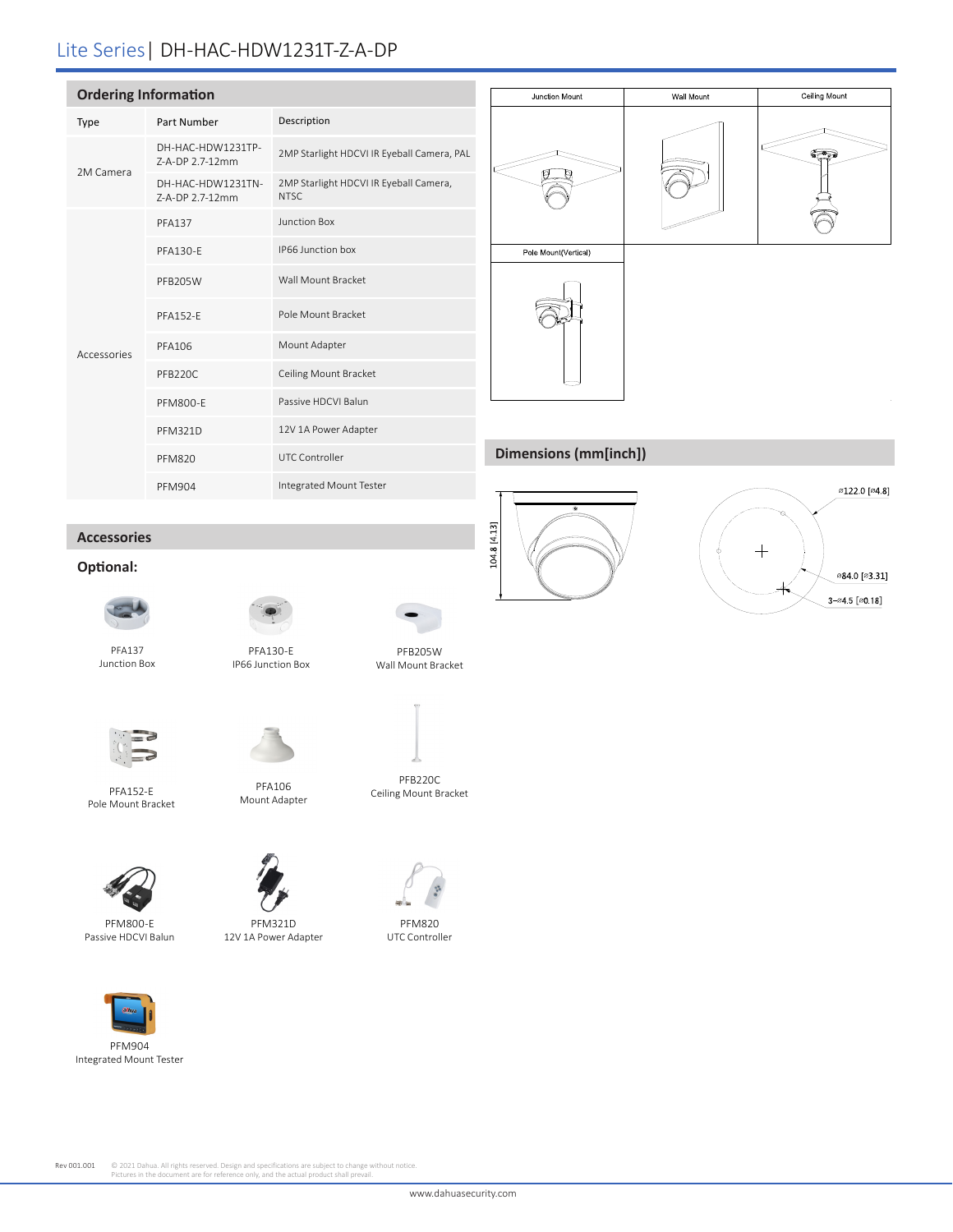# Lite Series| DH-HAC-HDW1231T-Z-A-DP

## Ordering Information

| Type | Part Number | Description |
|---|---|---|
| 2M Camera | DH-HAC-HDW1231TP-Z-A-DP 2.7-12mm | 2MP Starlight HDCVI IR Eyeball Camera, PAL |
| | DH-HAC-HDW1231TN-Z-A-DP 2.7-12mm | 2MP Starlight HDCVI IR Eyeball Camera, NTSC |
| Accessories | PFA137 | Junction Box |
| | PFA130-E | IP66 Junction box |
| | PFB205W | Wall Mount Bracket |
| | PFA152-E | Pole Mount Bracket |
| | PFA106 | Mount Adapter |
| | PFB220C | Ceiling Mount Bracket |
| | PFM800-E | Passive HDCVI Balun |
| | PFM321D | 12V 1A Power Adapter |
| | PFM820 | UTC Controller |
| | PFM904 | Integrated Mount Tester |

Junction Mount

Wall Mount

Ceiling Mount

Pole Mount(Vertical)

## Accessories

### Optional:

PFA137
Junction Box

PFA130-E
IP66 Junction Box

PFB205W
Wall Mount Bracket

PFA152-E
Pole Mount Bracket

PFA106
Mount Adapter

PFB220C
Ceiling Mount Bracket

PFM800-E
Passive HDCVI Balun

PFM321D
12V 1A Power Adapter

PFM820
UTC Controller

PFM904
Integrated Mount Tester

## Dimensions (mm[inch])

104.8 [4.13]

Ø122.0 [Ø4.8]

Ø84.0 [Ø3.31]

3–Ø4.5 [Ø0.18]

Rev 001.001 © 2021 Dahua. All rights reserved. Design and specifications are subject to change without notice.
Pictures in the document are for reference only, and the actual product shall prevail.

www.dahuasecurity.com